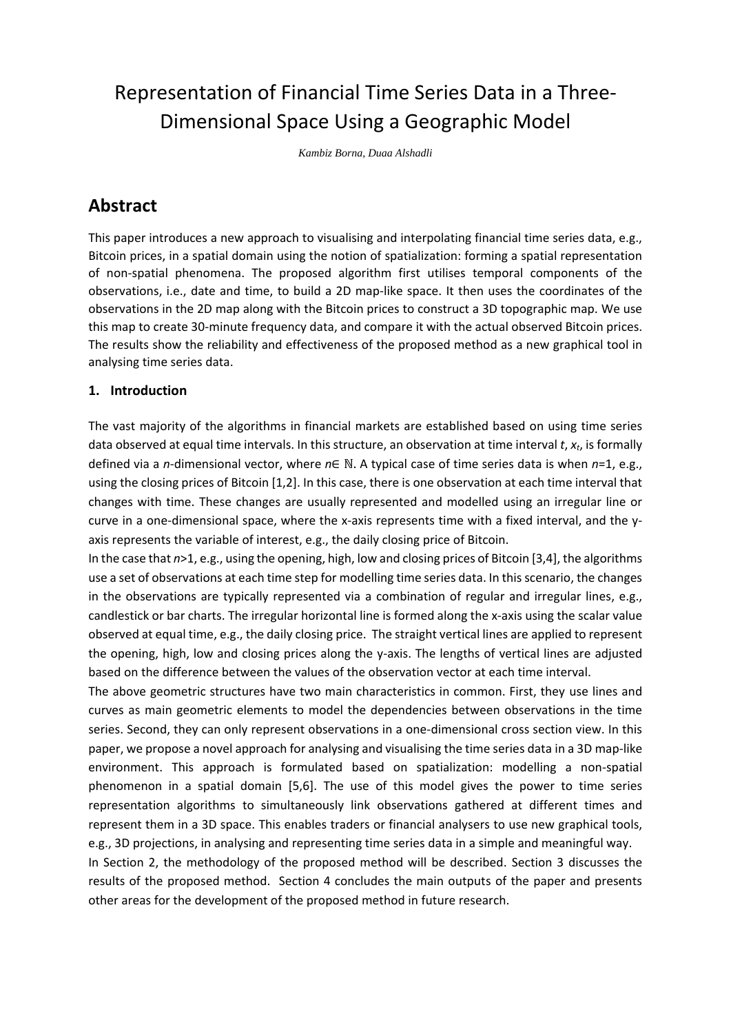# Representation of Financial Time Series Data in a Three-Dimensional Space Using a Geographic Model

*Kambiz Borna, Duaa Alshadli*

## Abstract

This paper introduces a new approach to visualising and interpolating financial time series data, e.g., Bitcoin prices, in a spatial domain using the notion of spatialization: forming a spatial representation of non-spatial phenomena. The proposed algorithm first utilises temporal components of the observations, i.e., date and time, to build a 2D map-like space. It then uses the coordinates of the observations in the 2D map along with the Bitcoin prices to construct a 3D topographic map. We use this map to create 30-minute frequency data, and compare it with the actual observed Bitcoin prices. The results show the reliability and effectiveness of the proposed method as a new graphical tool in analysing time series data.

### 1. Introduction

The vast majority of the algorithms in financial markets are established based on using time series data observed at equal time intervals. In this structure, an observation at time interval $t$, $x_t$, is formally defined via a $n$-dimensional vector, where $n \in \mathbb{N}$. A typical case of time series data is when $n=1$, e.g., using the closing prices of Bitcoin [1,2]. In this case, there is one observation at each time interval that changes with time. These changes are usually represented and modelled using an irregular line or curve in a one-dimensional space, where the x-axis represents time with a fixed interval, and the y-axis represents the variable of interest, e.g., the daily closing price of Bitcoin.

In the case that $n>1$, e.g., using the opening, high, low and closing prices of Bitcoin [3,4], the algorithms use a set of observations at each time step for modelling time series data. In this scenario, the changes in the observations are typically represented via a combination of regular and irregular lines, e.g., candlestick or bar charts. The irregular horizontal line is formed along the x-axis using the scalar value observed at equal time, e.g., the daily closing price. The straight vertical lines are applied to represent the opening, high, low and closing prices along the y-axis. The lengths of vertical lines are adjusted based on the difference between the values of the observation vector at each time interval.

The above geometric structures have two main characteristics in common. First, they use lines and curves as main geometric elements to model the dependencies between observations in the time series. Second, they can only represent observations in a one-dimensional cross section view. In this paper, we propose a novel approach for analysing and visualising the time series data in a 3D map-like environment. This approach is formulated based on spatialization: modelling a non-spatial phenomenon in a spatial domain [5,6]. The use of this model gives the power to time series representation algorithms to simultaneously link observations gathered at different times and represent them in a 3D space. This enables traders or financial analysers to use new graphical tools, e.g., 3D projections, in analysing and representing time series data in a simple and meaningful way.

In Section 2, the methodology of the proposed method will be described. Section 3 discusses the results of the proposed method. Section 4 concludes the main outputs of the paper and presents other areas for the development of the proposed method in future research.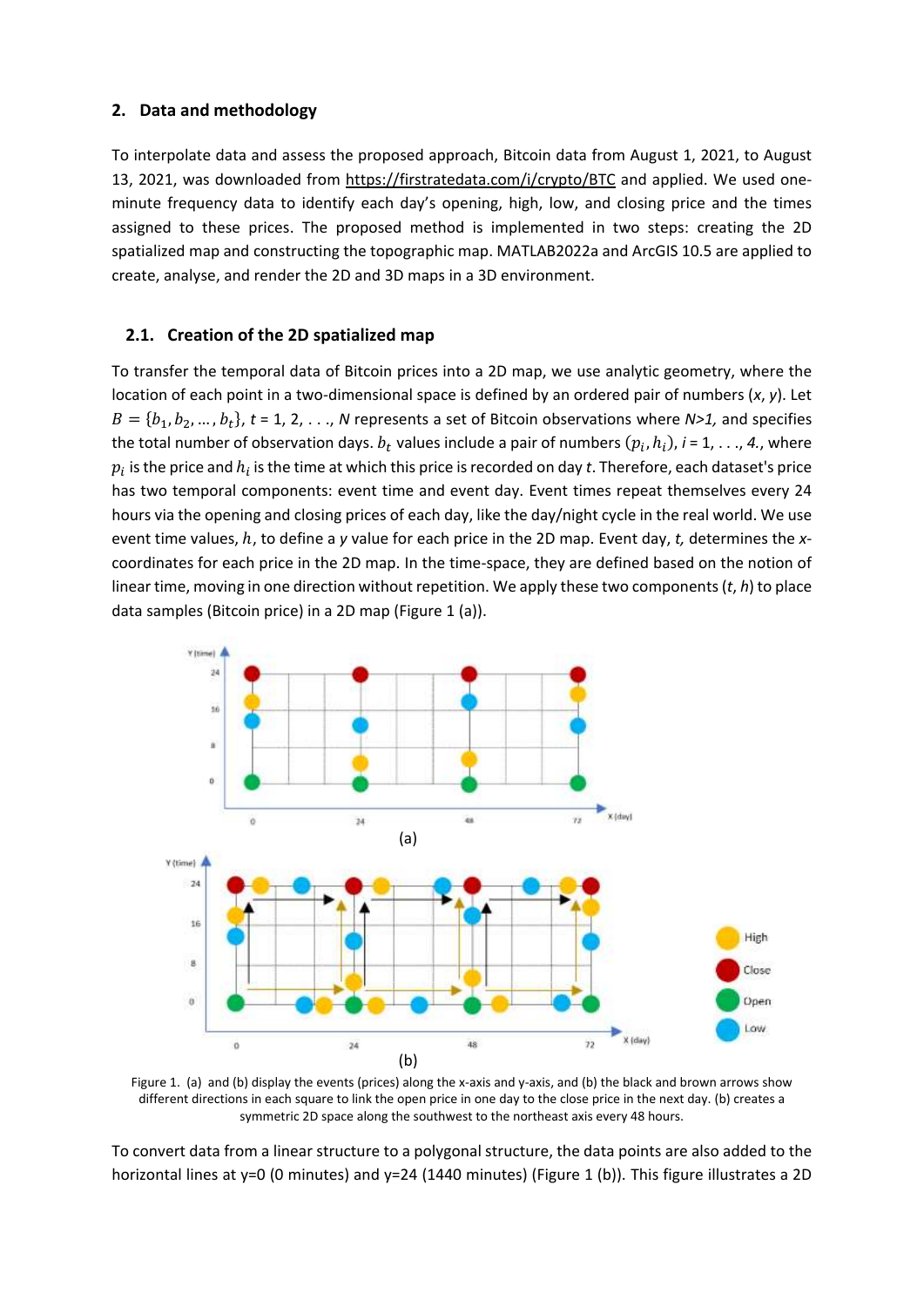## 2. Data and methodology

To interpolate data and assess the proposed approach, Bitcoin data from August 1, 2021, to August 13, 2021, was downloaded from https://firstratedata.com/i/crypto/BTC and applied. We used one-minute frequency data to identify each day's opening, high, low, and closing price and the times assigned to these prices. The proposed method is implemented in two steps: creating the 2D spatialized map and constructing the topographic map. MATLAB2022a and ArcGIS 10.5 are applied to create, analyse, and render the 2D and 3D maps in a 3D environment.

### 2.1. Creation of the 2D spatialized map

To transfer the temporal data of Bitcoin prices into a 2D map, we use analytic geometry, where the location of each point in a two-dimensional space is defined by an ordered pair of numbers (*x*, *y*). Let $B = \{b_1, b_2, \dots, b_t\}$, *t* = 1, 2, . . ., *N* represents a set of Bitcoin observations where *N>1,* and specifies the total number of observation days. $b_t$ values include a pair of numbers $(p_i, h_i)$, *i* = 1, . . ., *4.*, where $p_i$ is the price and $h_i$ is the time at which this price is recorded on day *t*. Therefore, each dataset's price has two temporal components: event time and event day. Event times repeat themselves every 24 hours via the opening and closing prices of each day, like the day/night cycle in the real world. We use event time values, $h$, to define a *y* value for each price in the 2D map. Event day, *t,* determines the *x*-coordinates for each price in the 2D map. In the time-space, they are defined based on the notion of linear time, moving in one direction without repetition. We apply these two components (*t*, *h*) to place data samples (Bitcoin price) in a 2D map (Figure 1 (a)).

Figure 1. (a) and (b) display the events (prices) along the x-axis and y-axis, and (b) the black and brown arrows show different directions in each square to link the open price in one day to the close price in the next day. (b) creates a symmetric 2D space along the southwest to the northeast axis every 48 hours.

To convert data from a linear structure to a polygonal structure, the data points are also added to the horizontal lines at y=0 (0 minutes) and y=24 (1440 minutes) (Figure 1 (b)). This figure illustrates a 2D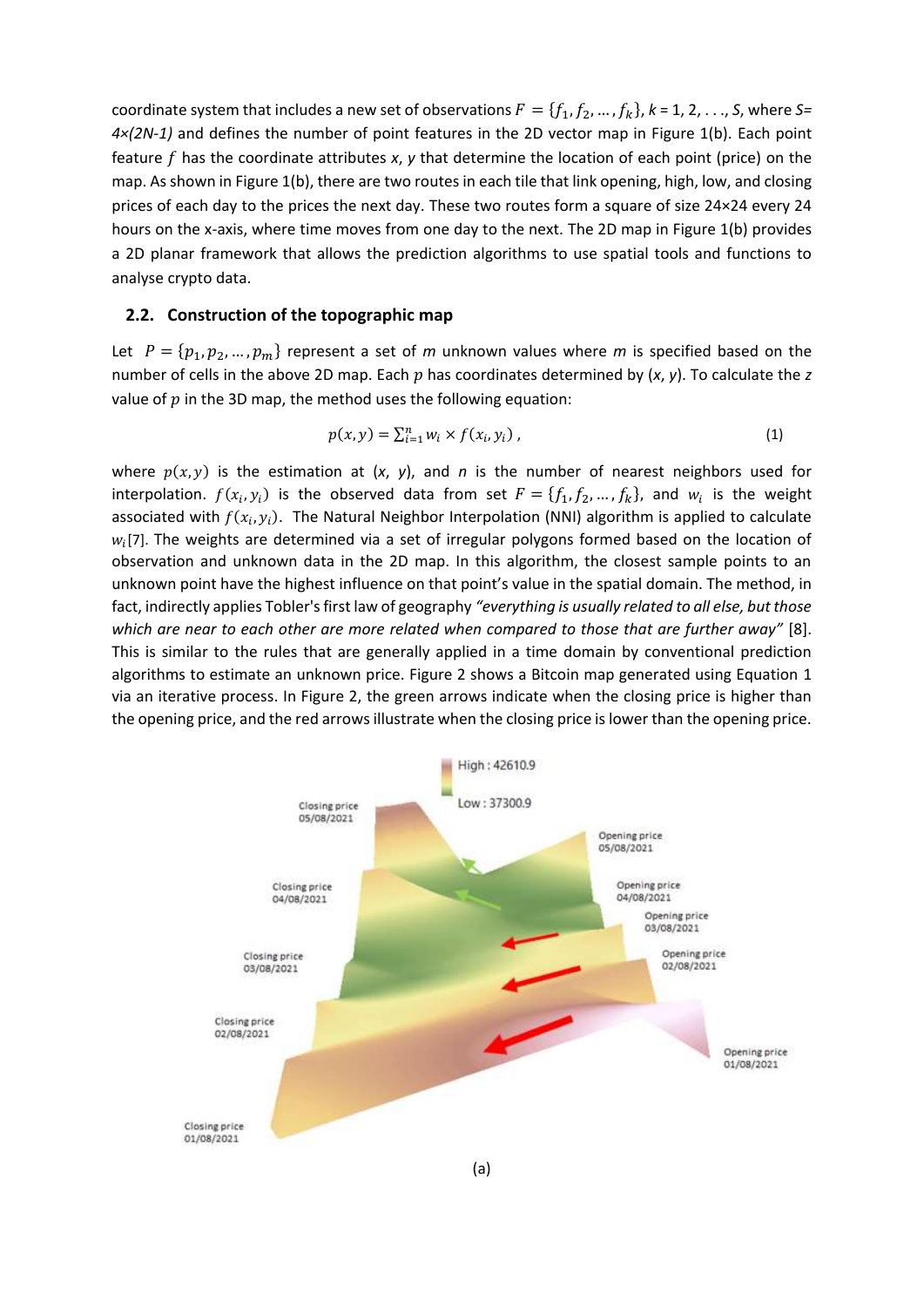coordinate system that includes a new set of observations $F = \{f_1, f_2, \ldots, f_k\}$, $k$ = 1, 2, . . ., $S$, where $S= 4\times(2N\text{-}1)$ and defines the number of point features in the 2D vector map in Figure 1(b). Each point feature $f$ has the coordinate attributes $x$, $y$ that determine the location of each point (price) on the map. As shown in Figure 1(b), there are two routes in each tile that link opening, high, low, and closing prices of each day to the prices the next day. These two routes form a square of size 24×24 every 24 hours on the x-axis, where time moves from one day to the next. The 2D map in Figure 1(b) provides a 2D planar framework that allows the prediction algorithms to use spatial tools and functions to analyse crypto data.

## 2.2. Construction of the topographic map

Let $P = \{p_1, p_2, \ldots, p_m\}$ represent a set of $m$ unknown values where $m$ is specified based on the number of cells in the above 2D map. Each $p$ has coordinates determined by ($x$, $y$). To calculate the $z$ value of $p$ in the 3D map, the method uses the following equation:

$$p(x, y) = \sum_{i=1}^{n} w_i \times f(x_i, y_i)\,, \tag{1}$$

where $p(x, y)$ is the estimation at ($x$, $y$), and $n$ is the number of nearest neighbors used for interpolation. $f(x_i, y_i)$ is the observed data from set $F = \{f_1, f_2, \ldots, f_k\}$, and $w_i$ is the weight associated with $f(x_i, y_i)$. The Natural Neighbor Interpolation (NNI) algorithm is applied to calculate $w_i$[7]. The weights are determined via a set of irregular polygons formed based on the location of observation and unknown data in the 2D map. In this algorithm, the closest sample points to an unknown point have the highest influence on that point's value in the spatial domain. The method, in fact, indirectly applies Tobler's first law of geography *"everything is usually related to all else, but those which are near to each other are more related when compared to those that are further away"* [8]. This is similar to the rules that are generally applied in a time domain by conventional prediction algorithms to estimate an unknown price. Figure 2 shows a Bitcoin map generated using Equation 1 via an iterative process. In Figure 2, the green arrows indicate when the closing price is higher than the opening price, and the red arrows illustrate when the closing price is lower than the opening price.

(a)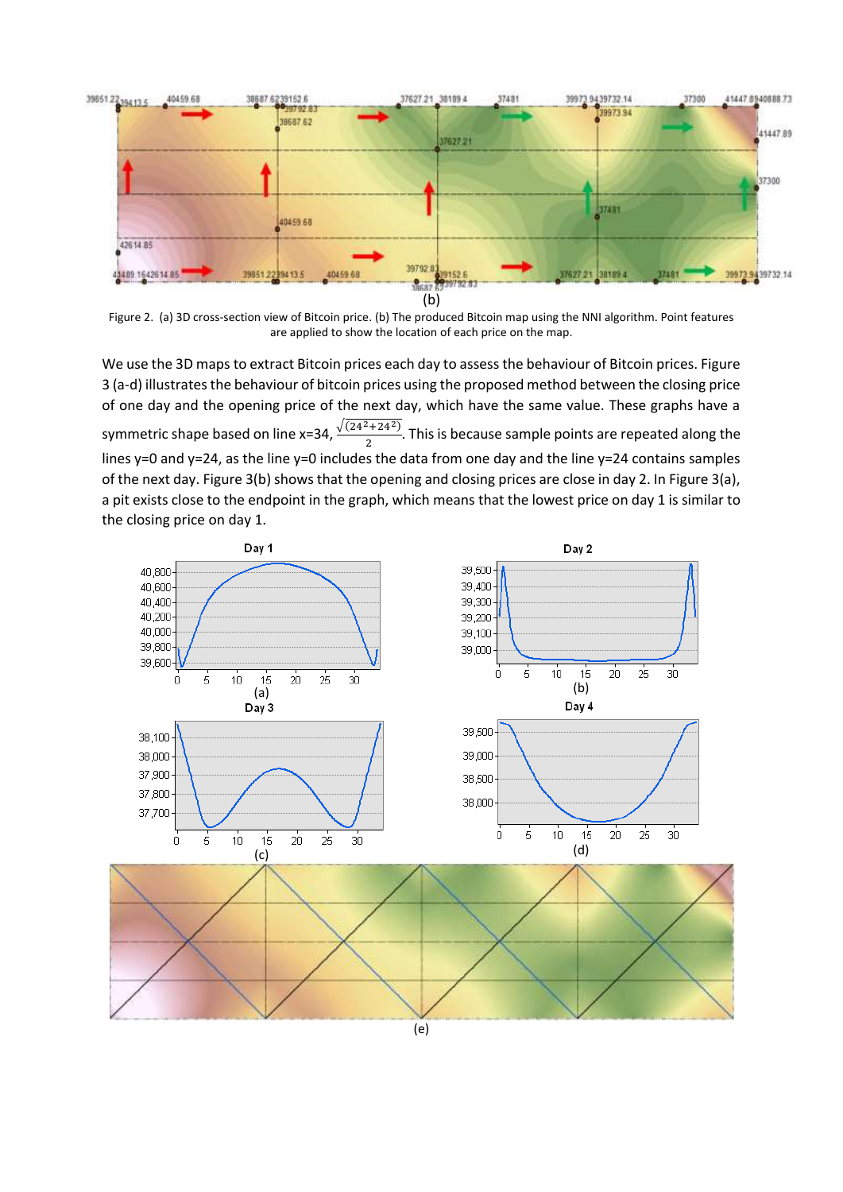(b)

Figure 2. (a) 3D cross-section view of Bitcoin price. (b) The produced Bitcoin map using the NNI algorithm. Point features are applied to show the location of each price on the map.

We use the 3D maps to extract Bitcoin prices each day to assess the behaviour of Bitcoin prices. Figure 3 (a-d) illustrates the behaviour of bitcoin prices using the proposed method between the closing price of one day and the opening price of the next day, which have the same value. These graphs have a symmetric shape based on line x=34, $\frac{\sqrt{(24^2+24^2)}}{2}$. This is because sample points are repeated along the lines y=0 and y=24, as the line y=0 includes the data from one day and the line y=24 contains samples of the next day. Figure 3(b) shows that the opening and closing prices are close in day 2. In Figure 3(a), a pit exists close to the endpoint in the graph, which means that the lowest price on day 1 is similar to the closing price on day 1.

(a)

(b)

(c)

(d)

(e)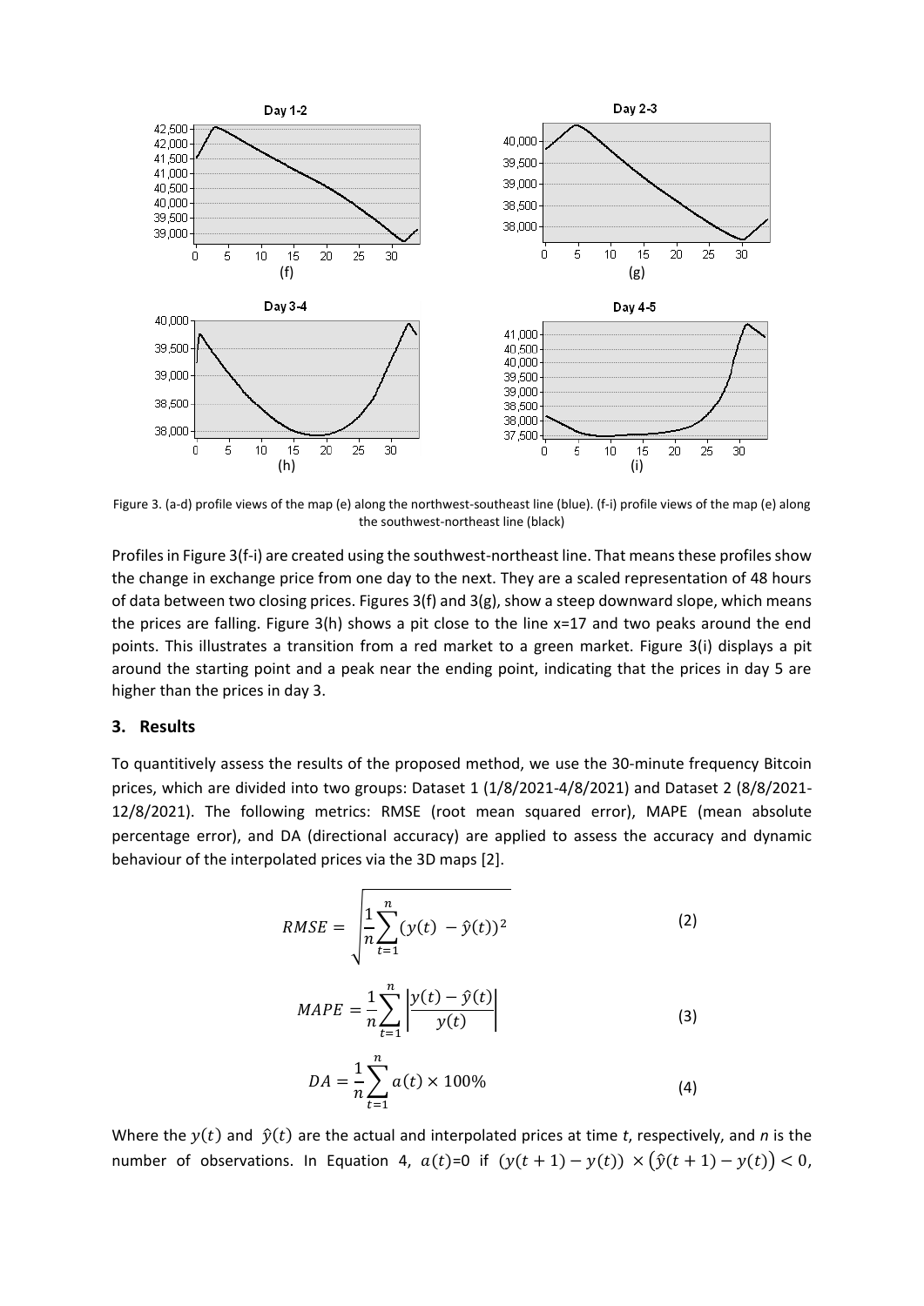Figure 3. (a-d) profile views of the map (e) along the northwest-southeast line (blue). (f-i) profile views of the map (e) along the southwest-northeast line (black)

Profiles in Figure 3(f-i) are created using the southwest-northeast line. That means these profiles show the change in exchange price from one day to the next. They are a scaled representation of 48 hours of data between two closing prices. Figures 3(f) and 3(g), show a steep downward slope, which means the prices are falling. Figure 3(h) shows a pit close to the line x=17 and two peaks around the end points. This illustrates a transition from a red market to a green market. Figure 3(i) displays a pit around the starting point and a peak near the ending point, indicating that the prices in day 5 are higher than the prices in day 3.

## 3. Results

To quantitively assess the results of the proposed method, we use the 30-minute frequency Bitcoin prices, which are divided into two groups: Dataset 1 (1/8/2021-4/8/2021) and Dataset 2 (8/8/2021-12/8/2021). The following metrics: RMSE (root mean squared error), MAPE (mean absolute percentage error), and DA (directional accuracy) are applied to assess the accuracy and dynamic behaviour of the interpolated prices via the 3D maps [2].

$$RMSE = \sqrt{\frac{1}{n}\sum_{t=1}^{n}(y(t) - \hat{y}(t))^2} \tag{2}$$

$$MAPE = \frac{1}{n}\sum_{t=1}^{n}\left|\frac{y(t) - \hat{y}(t)}{y(t)}\right| \tag{3}$$

$$DA = \frac{1}{n}\sum_{t=1}^{n} a(t) \times 100\% \tag{4}$$

Where the $y(t)$ and $\hat{y}(t)$ are the actual and interpolated prices at time $t$, respectively, and $n$ is the number of observations. In Equation 4, $a(t)$=0 if $(y(t+1) - y(t)) \times (\hat{y}(t+1) - y(t)) < 0$,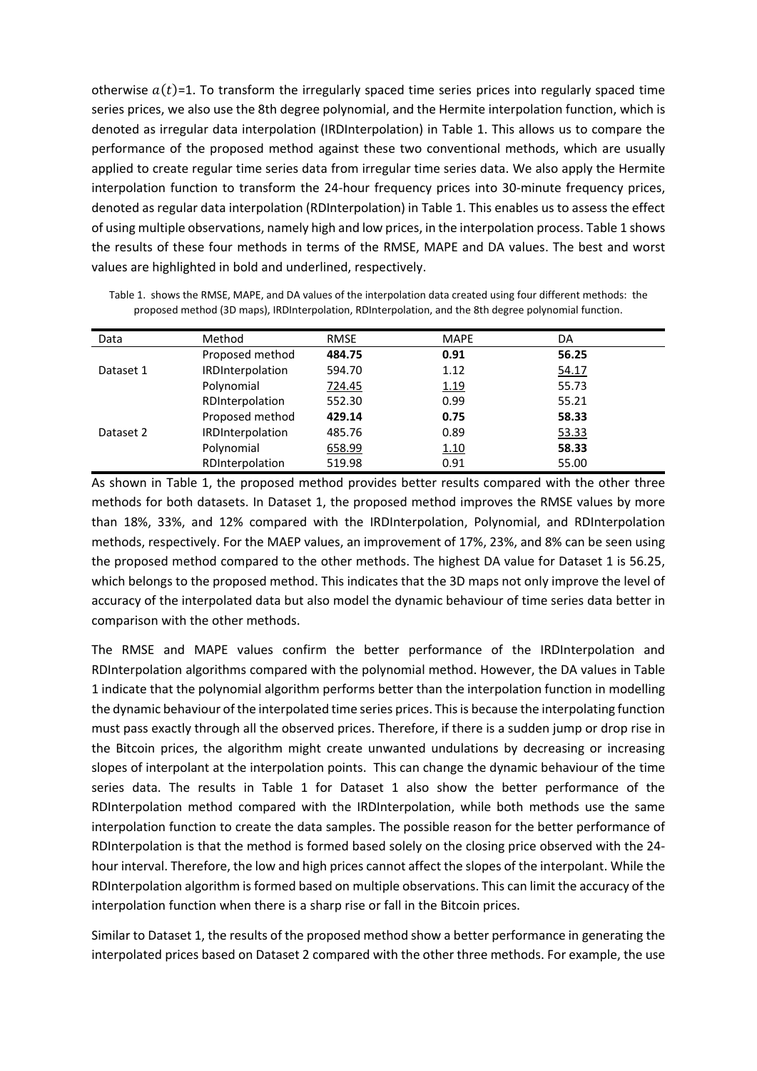otherwise $a(t)$=1. To transform the irregularly spaced time series prices into regularly spaced time series prices, we also use the 8th degree polynomial, and the Hermite interpolation function, which is denoted as irregular data interpolation (IRDInterpolation) in Table 1. This allows us to compare the performance of the proposed method against these two conventional methods, which are usually applied to create regular time series data from irregular time series data. We also apply the Hermite interpolation function to transform the 24-hour frequency prices into 30-minute frequency prices, denoted as regular data interpolation (RDInterpolation) in Table 1. This enables us to assess the effect of using multiple observations, namely high and low prices, in the interpolation process. Table 1 shows the results of these four methods in terms of the RMSE, MAPE and DA values. The best and worst values are highlighted in bold and underlined, respectively.

Table 1. shows the RMSE, MAPE, and DA values of the interpolation data created using four different methods: the proposed method (3D maps), IRDInterpolation, RDInterpolation, and the 8th degree polynomial function.

| Data | Method | RMSE | MAPE | DA |
|---|---|---|---|---|
| | Proposed method | **484.75** | **0.91** | **56.25** |
| Dataset 1 | IRDInterpolation | 594.70 | 1.12 | <u>54.17</u> |
| | Polynomial | <u>724.45</u> | <u>1.19</u> | 55.73 |
| | RDInterpolation | 552.30 | 0.99 | 55.21 |
| | Proposed method | **429.14** | **0.75** | **58.33** |
| Dataset 2 | IRDInterpolation | 485.76 | 0.89 | <u>53.33</u> |
| | Polynomial | <u>658.99</u> | <u>1.10</u> | **58.33** |
| | RDInterpolation | 519.98 | 0.91 | 55.00 |

As shown in Table 1, the proposed method provides better results compared with the other three methods for both datasets. In Dataset 1, the proposed method improves the RMSE values by more than 18%, 33%, and 12% compared with the IRDInterpolation, Polynomial, and RDInterpolation methods, respectively. For the MAEP values, an improvement of 17%, 23%, and 8% can be seen using the proposed method compared to the other methods. The highest DA value for Dataset 1 is 56.25, which belongs to the proposed method. This indicates that the 3D maps not only improve the level of accuracy of the interpolated data but also model the dynamic behaviour of time series data better in comparison with the other methods.

The RMSE and MAPE values confirm the better performance of the IRDInterpolation and RDInterpolation algorithms compared with the polynomial method. However, the DA values in Table 1 indicate that the polynomial algorithm performs better than the interpolation function in modelling the dynamic behaviour of the interpolated time series prices. This is because the interpolating function must pass exactly through all the observed prices. Therefore, if there is a sudden jump or drop rise in the Bitcoin prices, the algorithm might create unwanted undulations by decreasing or increasing slopes of interpolant at the interpolation points. This can change the dynamic behaviour of the time series data. The results in Table 1 for Dataset 1 also show the better performance of the RDInterpolation method compared with the IRDInterpolation, while both methods use the same interpolation function to create the data samples. The possible reason for the better performance of RDInterpolation is that the method is formed based solely on the closing price observed with the 24-hour interval. Therefore, the low and high prices cannot affect the slopes of the interpolant. While the RDInterpolation algorithm is formed based on multiple observations. This can limit the accuracy of the interpolation function when there is a sharp rise or fall in the Bitcoin prices.

Similar to Dataset 1, the results of the proposed method show a better performance in generating the interpolated prices based on Dataset 2 compared with the other three methods. For example, the use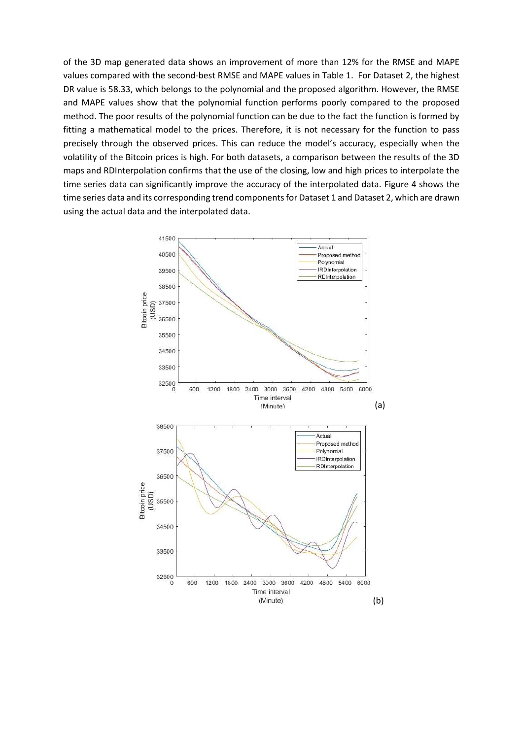of the 3D map generated data shows an improvement of more than 12% for the RMSE and MAPE values compared with the second-best RMSE and MAPE values in Table 1. For Dataset 2, the highest DR value is 58.33, which belongs to the polynomial and the proposed algorithm. However, the RMSE and MAPE values show that the polynomial function performs poorly compared to the proposed method. The poor results of the polynomial function can be due to the fact the function is formed by fitting a mathematical model to the prices. Therefore, it is not necessary for the function to pass precisely through the observed prices. This can reduce the model's accuracy, especially when the volatility of the Bitcoin prices is high. For both datasets, a comparison between the results of the 3D maps and RDInterpolation confirms that the use of the closing, low and high prices to interpolate the time series data can significantly improve the accuracy of the interpolated data. Figure 4 shows the time series data and its corresponding trend components for Dataset 1 and Dataset 2, which are drawn using the actual data and the interpolated data.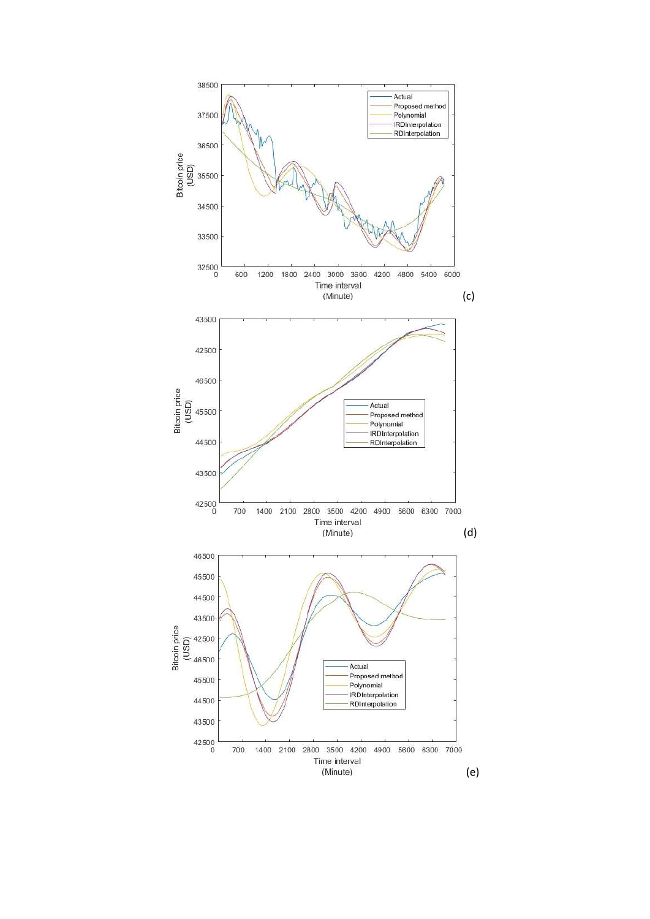(c)

(d)

(e)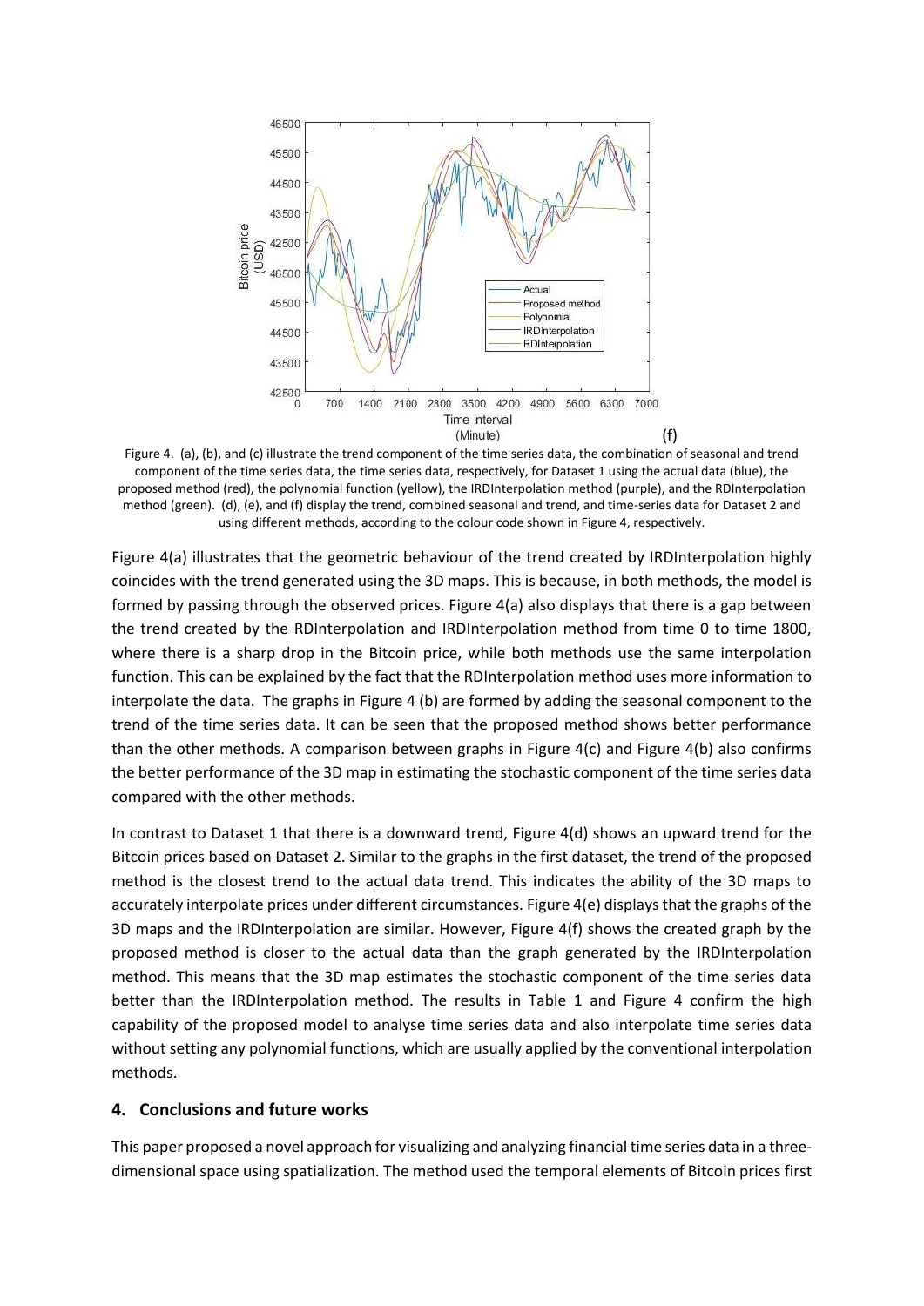(f)

Figure 4. (a), (b), and (c) illustrate the trend component of the time series data, the combination of seasonal and trend component of the time series data, the time series data, respectively, for Dataset 1 using the actual data (blue), the proposed method (red), the polynomial function (yellow), the IRDInterpolation method (purple), and the RDInterpolation method (green). (d), (e), and (f) display the trend, combined seasonal and trend, and time-series data for Dataset 2 and using different methods, according to the colour code shown in Figure 4, respectively.

Figure 4(a) illustrates that the geometric behaviour of the trend created by IRDInterpolation highly coincides with the trend generated using the 3D maps. This is because, in both methods, the model is formed by passing through the observed prices. Figure 4(a) also displays that there is a gap between the trend created by the RDInterpolation and IRDInterpolation method from time 0 to time 1800, where there is a sharp drop in the Bitcoin price, while both methods use the same interpolation function. This can be explained by the fact that the RDInterpolation method uses more information to interpolate the data. The graphs in Figure 4 (b) are formed by adding the seasonal component to the trend of the time series data. It can be seen that the proposed method shows better performance than the other methods. A comparison between graphs in Figure 4(c) and Figure 4(b) also confirms the better performance of the 3D map in estimating the stochastic component of the time series data compared with the other methods.

In contrast to Dataset 1 that there is a downward trend, Figure 4(d) shows an upward trend for the Bitcoin prices based on Dataset 2. Similar to the graphs in the first dataset, the trend of the proposed method is the closest trend to the actual data trend. This indicates the ability of the 3D maps to accurately interpolate prices under different circumstances. Figure 4(e) displays that the graphs of the 3D maps and the IRDInterpolation are similar. However, Figure 4(f) shows the created graph by the proposed method is closer to the actual data than the graph generated by the IRDInterpolation method. This means that the 3D map estimates the stochastic component of the time series data better than the IRDInterpolation method. The results in Table 1 and Figure 4 confirm the high capability of the proposed model to analyse time series data and also interpolate time series data without setting any polynomial functions, which are usually applied by the conventional interpolation methods.

## 4. Conclusions and future works

This paper proposed a novel approach for visualizing and analyzing financial time series data in a three-dimensional space using spatialization. The method used the temporal elements of Bitcoin prices first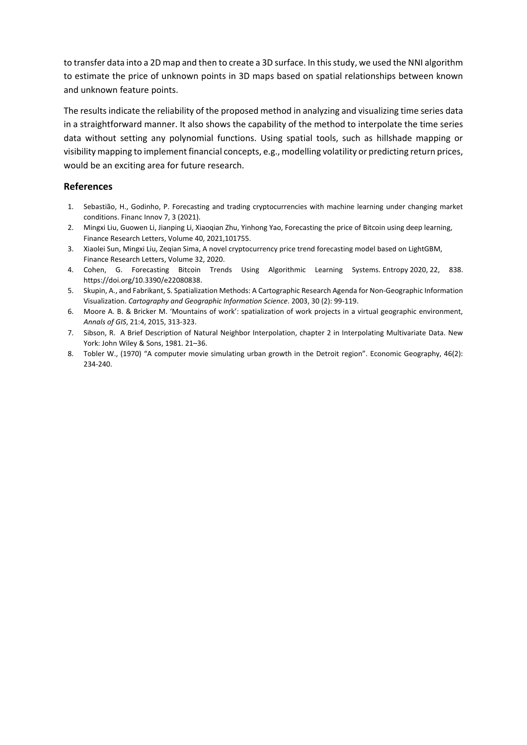to transfer data into a 2D map and then to create a 3D surface. In this study, we used the NNI algorithm to estimate the price of unknown points in 3D maps based on spatial relationships between known and unknown feature points.

The results indicate the reliability of the proposed method in analyzing and visualizing time series data in a straightforward manner. It also shows the capability of the method to interpolate the time series data without setting any polynomial functions. Using spatial tools, such as hillshade mapping or visibility mapping to implement financial concepts, e.g., modelling volatility or predicting return prices, would be an exciting area for future research.

## References

1. Sebastião, H., Godinho, P. Forecasting and trading cryptocurrencies with machine learning under changing market conditions. Financ Innov 7, 3 (2021).
2. Mingxi Liu, Guowen Li, Jianping Li, Xiaoqian Zhu, Yinhong Yao, Forecasting the price of Bitcoin using deep learning, Finance Research Letters, Volume 40, 2021,101755.
3. Xiaolei Sun, Mingxi Liu, Zeqian Sima, A novel cryptocurrency price trend forecasting model based on LightGBM, Finance Research Letters, Volume 32, 2020.
4. Cohen, G. Forecasting Bitcoin Trends Using Algorithmic Learning Systems. Entropy 2020, 22, 838. https://doi.org/10.3390/e22080838.
5. Skupin, A., and Fabrikant, S. Spatialization Methods: A Cartographic Research Agenda for Non-Geographic Information Visualization. *Cartography and Geographic Information Science*. 2003, 30 (2): 99-119.
6. Moore A. B. & Bricker M. 'Mountains of work': spatialization of work projects in a virtual geographic environment, *Annals of GIS*, 21:4, 2015, 313-323.
7. Sibson, R. A Brief Description of Natural Neighbor Interpolation, chapter 2 in Interpolating Multivariate Data. New York: John Wiley & Sons, 1981. 21–36.
8. Tobler W., (1970) "A computer movie simulating urban growth in the Detroit region". Economic Geography, 46(2): 234-240.